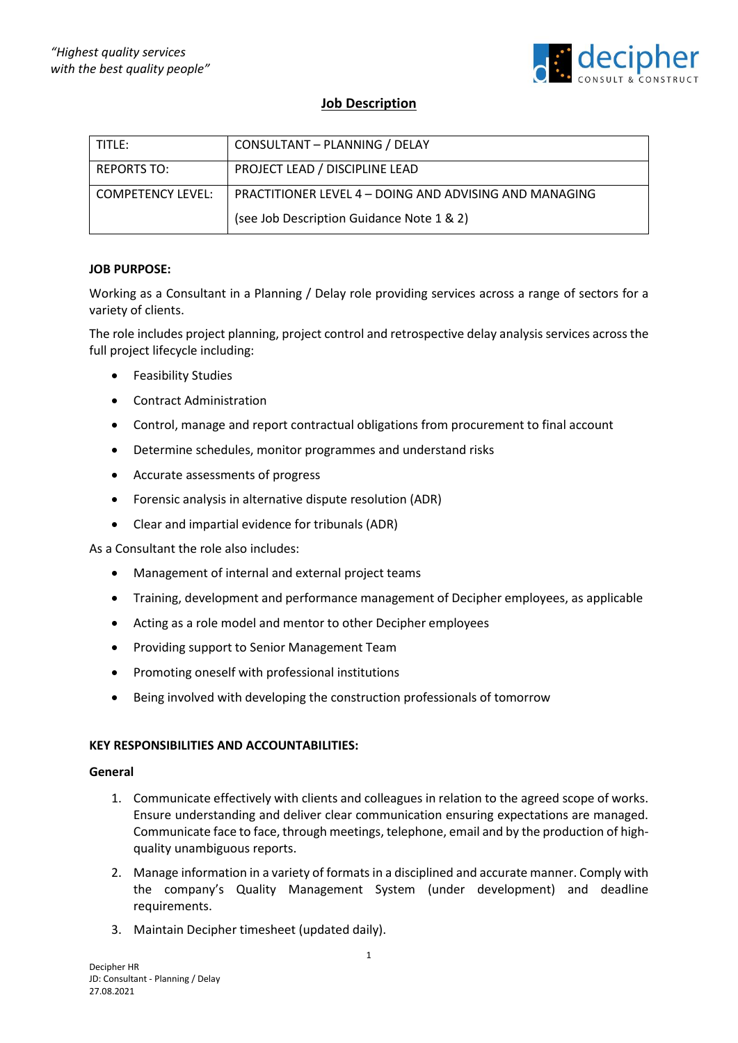*"Highest quality services with the best quality people"*

decipher
CONSULT & CONSTRUCT

## Job Description

| TITLE: | CONSULTANT – PLANNING / DELAY |
|---|---|
| REPORTS TO: | PROJECT LEAD / DISCIPLINE LEAD |
| COMPETENCY LEVEL: | PRACTITIONER LEVEL 4 – DOING AND ADVISING AND MANAGING (see Job Description Guidance Note 1 & 2) |

**JOB PURPOSE:**

Working as a Consultant in a Planning / Delay role providing services across a range of sectors for a variety of clients.

The role includes project planning, project control and retrospective delay analysis services across the full project lifecycle including:

- Feasibility Studies
- Contract Administration
- Control, manage and report contractual obligations from procurement to final account
- Determine schedules, monitor programmes and understand risks
- Accurate assessments of progress
- Forensic analysis in alternative dispute resolution (ADR)
- Clear and impartial evidence for tribunals (ADR)

As a Consultant the role also includes:

- Management of internal and external project teams
- Training, development and performance management of Decipher employees, as applicable
- Acting as a role model and mentor to other Decipher employees
- Providing support to Senior Management Team
- Promoting oneself with professional institutions
- Being involved with developing the construction professionals of tomorrow

**KEY RESPONSIBILITIES AND ACCOUNTABILITIES:**

**General**

1. Communicate effectively with clients and colleagues in relation to the agreed scope of works. Ensure understanding and deliver clear communication ensuring expectations are managed. Communicate face to face, through meetings, telephone, email and by the production of high-quality unambiguous reports.
2. Manage information in a variety of formats in a disciplined and accurate manner. Comply with the company's Quality Management System (under development) and deadline requirements.
3. Maintain Decipher timesheet (updated daily).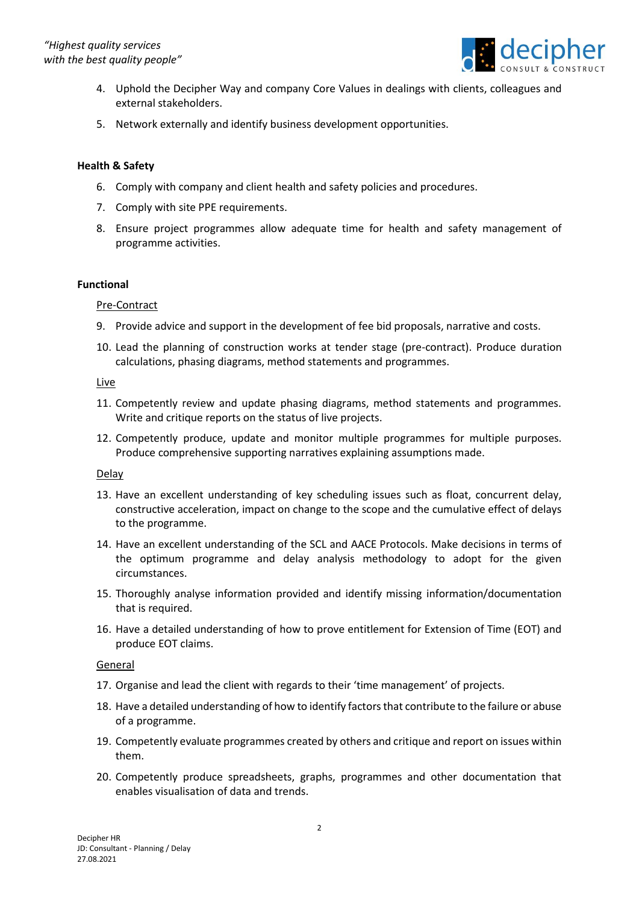4. Uphold the Decipher Way and company Core Values in dealings with clients, colleagues and external stakeholders.
5. Network externally and identify business development opportunities.

**Health & Safety**

6. Comply with company and client health and safety policies and procedures.
7. Comply with site PPE requirements.
8. Ensure project programmes allow adequate time for health and safety management of programme activities.

**Functional**

Pre-Contract

9. Provide advice and support in the development of fee bid proposals, narrative and costs.
10. Lead the planning of construction works at tender stage (pre-contract). Produce duration calculations, phasing diagrams, method statements and programmes.

Live

11. Competently review and update phasing diagrams, method statements and programmes. Write and critique reports on the status of live projects.
12. Competently produce, update and monitor multiple programmes for multiple purposes. Produce comprehensive supporting narratives explaining assumptions made.

Delay

13. Have an excellent understanding of key scheduling issues such as float, concurrent delay, constructive acceleration, impact on change to the scope and the cumulative effect of delays to the programme.
14. Have an excellent understanding of the SCL and AACE Protocols. Make decisions in terms of the optimum programme and delay analysis methodology to adopt for the given circumstances.
15. Thoroughly analyse information provided and identify missing information/documentation that is required.
16. Have a detailed understanding of how to prove entitlement for Extension of Time (EOT) and produce EOT claims.

General

17. Organise and lead the client with regards to their 'time management' of projects.
18. Have a detailed understanding of how to identify factors that contribute to the failure or abuse of a programme.
19. Competently evaluate programmes created by others and critique and report on issues within them.
20. Competently produce spreadsheets, graphs, programmes and other documentation that enables visualisation of data and trends.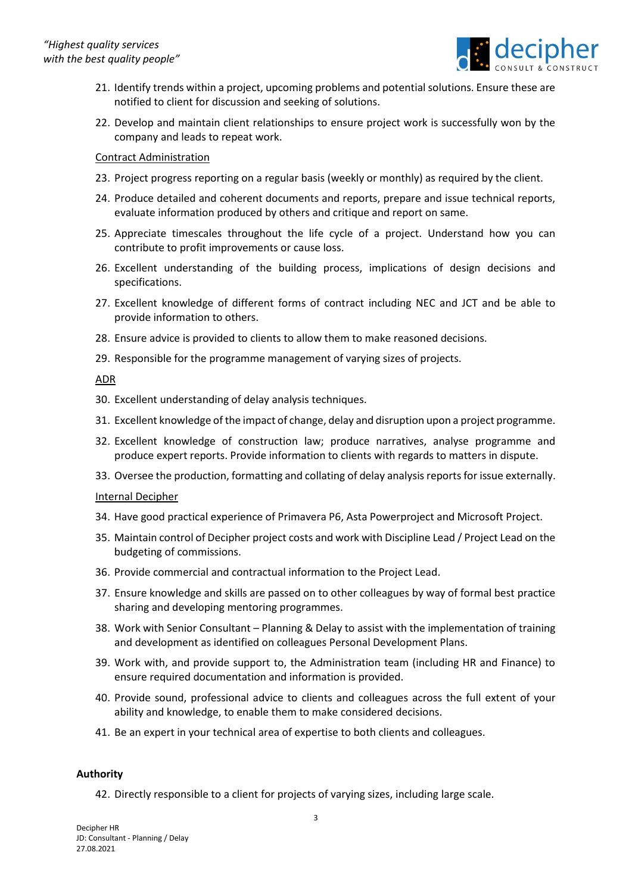21. Identify trends within a project, upcoming problems and potential solutions. Ensure these are notified to client for discussion and seeking of solutions.
22. Develop and maintain client relationships to ensure project work is successfully won by the company and leads to repeat work.

<u>Contract Administration</u>

23. Project progress reporting on a regular basis (weekly or monthly) as required by the client.
24. Produce detailed and coherent documents and reports, prepare and issue technical reports, evaluate information produced by others and critique and report on same.
25. Appreciate timescales throughout the life cycle of a project. Understand how you can contribute to profit improvements or cause loss.
26. Excellent understanding of the building process, implications of design decisions and specifications.
27. Excellent knowledge of different forms of contract including NEC and JCT and be able to provide information to others.
28. Ensure advice is provided to clients to allow them to make reasoned decisions.
29. Responsible for the programme management of varying sizes of projects.

<u>ADR</u>

30. Excellent understanding of delay analysis techniques.
31. Excellent knowledge of the impact of change, delay and disruption upon a project programme.
32. Excellent knowledge of construction law; produce narratives, analyse programme and produce expert reports. Provide information to clients with regards to matters in dispute.
33. Oversee the production, formatting and collating of delay analysis reports for issue externally.

<u>Internal Decipher</u>

34. Have good practical experience of Primavera P6, Asta Powerproject and Microsoft Project.
35. Maintain control of Decipher project costs and work with Discipline Lead / Project Lead on the budgeting of commissions.
36. Provide commercial and contractual information to the Project Lead.
37. Ensure knowledge and skills are passed on to other colleagues by way of formal best practice sharing and developing mentoring programmes.
38. Work with Senior Consultant – Planning & Delay to assist with the implementation of training and development as identified on colleagues Personal Development Plans.
39. Work with, and provide support to, the Administration team (including HR and Finance) to ensure required documentation and information is provided.
40. Provide sound, professional advice to clients and colleagues across the full extent of your ability and knowledge, to enable them to make considered decisions.
41. Be an expert in your technical area of expertise to both clients and colleagues.

**Authority**

42. Directly responsible to a client for projects of varying sizes, including large scale.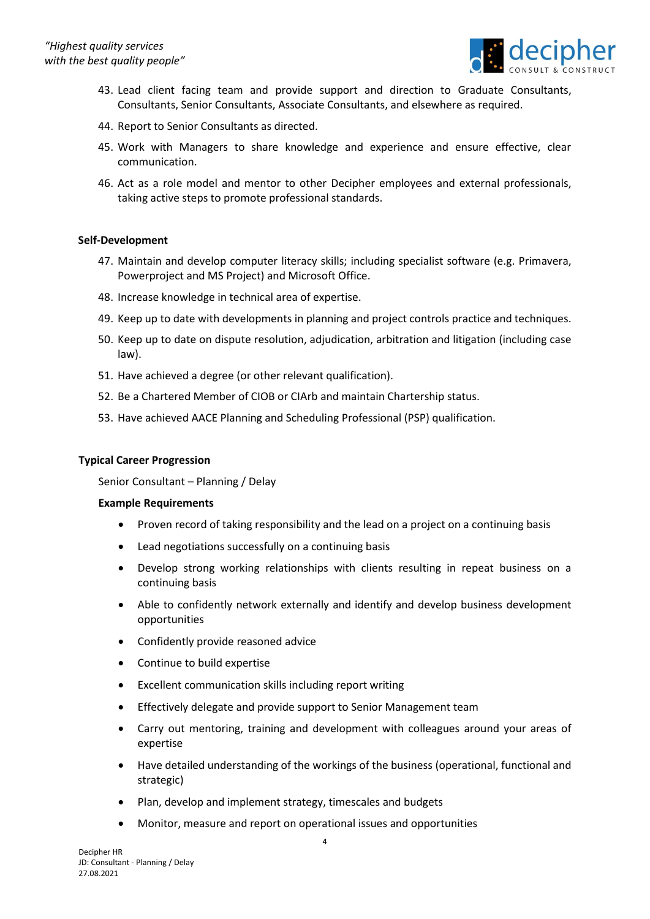43. Lead client facing team and provide support and direction to Graduate Consultants, Consultants, Senior Consultants, Associate Consultants, and elsewhere as required.
44. Report to Senior Consultants as directed.
45. Work with Managers to share knowledge and experience and ensure effective, clear communication.
46. Act as a role model and mentor to other Decipher employees and external professionals, taking active steps to promote professional standards.

**Self-Development**

47. Maintain and develop computer literacy skills; including specialist software (e.g. Primavera, Powerproject and MS Project) and Microsoft Office.
48. Increase knowledge in technical area of expertise.
49. Keep up to date with developments in planning and project controls practice and techniques.
50. Keep up to date on dispute resolution, adjudication, arbitration and litigation (including case law).
51. Have achieved a degree (or other relevant qualification).
52. Be a Chartered Member of CIOB or CIArb and maintain Chartership status.
53. Have achieved AACE Planning and Scheduling Professional (PSP) qualification.

**Typical Career Progression**

Senior Consultant – Planning / Delay

**Example Requirements**

- Proven record of taking responsibility and the lead on a project on a continuing basis
- Lead negotiations successfully on a continuing basis
- Develop strong working relationships with clients resulting in repeat business on a continuing basis
- Able to confidently network externally and identify and develop business development opportunities
- Confidently provide reasoned advice
- Continue to build expertise
- Excellent communication skills including report writing
- Effectively delegate and provide support to Senior Management team
- Carry out mentoring, training and development with colleagues around your areas of expertise
- Have detailed understanding of the workings of the business (operational, functional and strategic)
- Plan, develop and implement strategy, timescales and budgets
- Monitor, measure and report on operational issues and opportunities